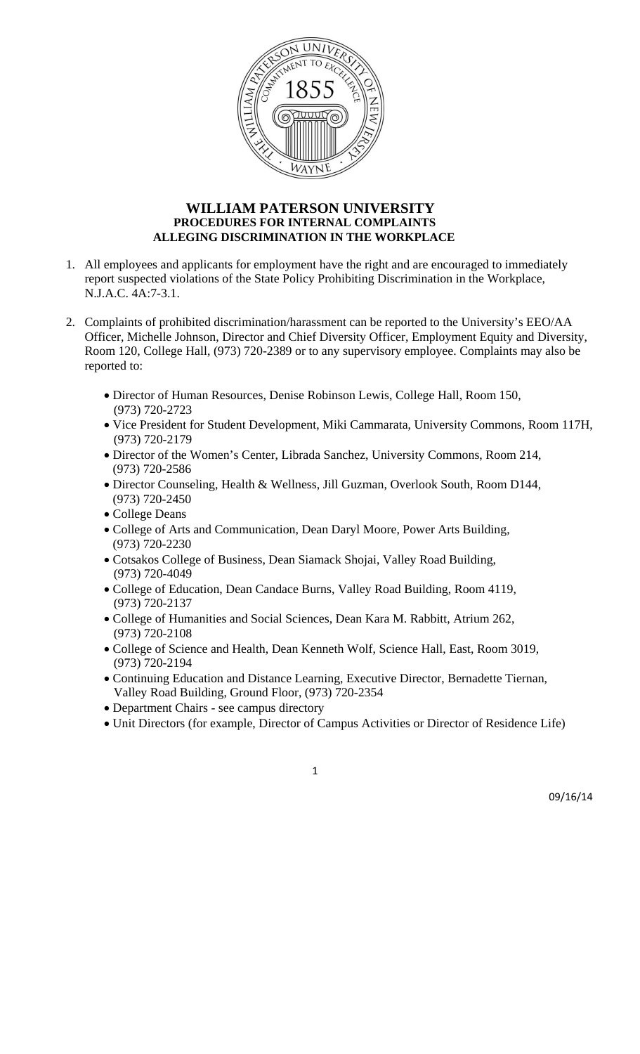# WILLIAM PATERSON UNIVERSITY

## PROCEDURES FOR INTERNAL COMPLAINTS ALLEGING DISCRIMINATION IN THE WORKPLACE

1. All employees and applicants for employment have the right and are encouraged to immediately report suspected violations of the State Policy Prohibiting Discrimination in the Workplace, N.J.A.C. 4A:7-3.1.

2. Complaints of prohibited discrimination/harassment can be reported to the University's EEO/AA Officer, Michelle Johnson, Director and Chief Diversity Officer, Employment Equity and Diversity, Room 120, College Hall, (973) 720-2389 or to any supervisory employee. Complaints may also be reported to:

   - Director of Human Resources, Denise Robinson Lewis, College Hall, Room 150, (973) 720-2723
   - Vice President for Student Development, Miki Cammarata, University Commons, Room 117H, (973) 720-2179
   - Director of the Women's Center, Librada Sanchez, University Commons, Room 214, (973) 720-2586
   - Director Counseling, Health & Wellness, Jill Guzman, Overlook South, Room D144, (973) 720-2450
   - College Deans
   - College of Arts and Communication, Dean Daryl Moore, Power Arts Building, (973) 720-2230
   - Cotsakos College of Business, Dean Siamack Shojai, Valley Road Building, (973) 720-4049
   - College of Education, Dean Candace Burns, Valley Road Building, Room 4119, (973) 720-2137
   - College of Humanities and Social Sciences, Dean Kara M. Rabbitt, Atrium 262, (973) 720-2108
   - College of Science and Health, Dean Kenneth Wolf, Science Hall, East, Room 3019, (973) 720-2194
   - Continuing Education and Distance Learning, Executive Director, Bernadette Tiernan, Valley Road Building, Ground Floor, (973) 720-2354
   - Department Chairs - see campus directory
   - Unit Directors (for example, Director of Campus Activities or Director of Residence Life)

09/16/14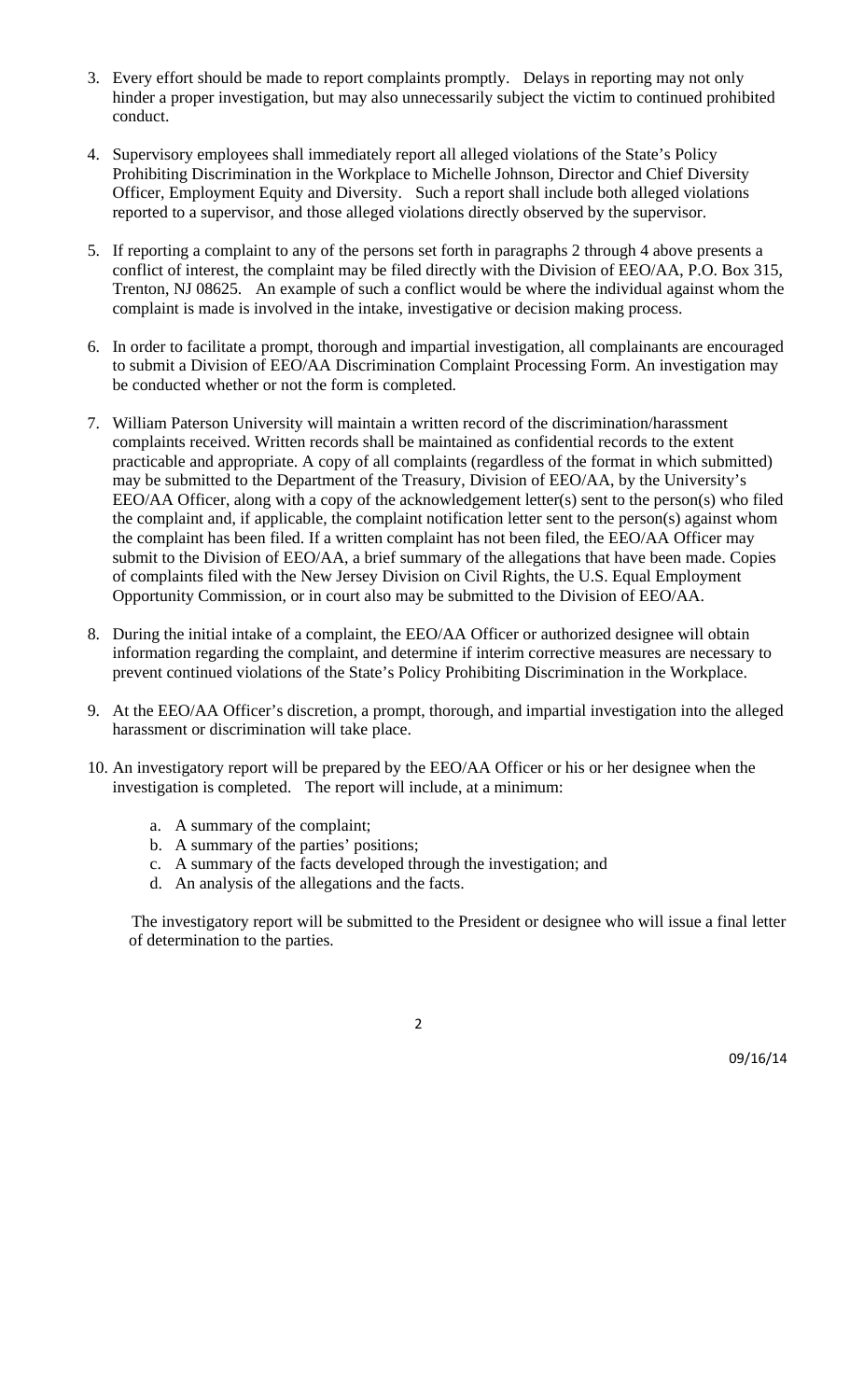3. Every effort should be made to report complaints promptly. Delays in reporting may not only hinder a proper investigation, but may also unnecessarily subject the victim to continued prohibited conduct.

4. Supervisory employees shall immediately report all alleged violations of the State's Policy Prohibiting Discrimination in the Workplace to Michelle Johnson, Director and Chief Diversity Officer, Employment Equity and Diversity. Such a report shall include both alleged violations reported to a supervisor, and those alleged violations directly observed by the supervisor.

5. If reporting a complaint to any of the persons set forth in paragraphs 2 through 4 above presents a conflict of interest, the complaint may be filed directly with the Division of EEO/AA, P.O. Box 315, Trenton, NJ 08625. An example of such a conflict would be where the individual against whom the complaint is made is involved in the intake, investigative or decision making process.

6. In order to facilitate a prompt, thorough and impartial investigation, all complainants are encouraged to submit a Division of EEO/AA Discrimination Complaint Processing Form. An investigation may be conducted whether or not the form is completed.

7. William Paterson University will maintain a written record of the discrimination/harassment complaints received. Written records shall be maintained as confidential records to the extent practicable and appropriate. A copy of all complaints (regardless of the format in which submitted) may be submitted to the Department of the Treasury, Division of EEO/AA, by the University's EEO/AA Officer, along with a copy of the acknowledgement letter(s) sent to the person(s) who filed the complaint and, if applicable, the complaint notification letter sent to the person(s) against whom the complaint has been filed. If a written complaint has not been filed, the EEO/AA Officer may submit to the Division of EEO/AA, a brief summary of the allegations that have been made. Copies of complaints filed with the New Jersey Division on Civil Rights, the U.S. Equal Employment Opportunity Commission, or in court also may be submitted to the Division of EEO/AA.

8. During the initial intake of a complaint, the EEO/AA Officer or authorized designee will obtain information regarding the complaint, and determine if interim corrective measures are necessary to prevent continued violations of the State's Policy Prohibiting Discrimination in the Workplace.

9. At the EEO/AA Officer's discretion, a prompt, thorough, and impartial investigation into the alleged harassment or discrimination will take place.

10. An investigatory report will be prepared by the EEO/AA Officer or his or her designee when the investigation is completed. The report will include, at a minimum:

    a. A summary of the complaint;
    b. A summary of the parties' positions;
    c. A summary of the facts developed through the investigation; and
    d. An analysis of the allegations and the facts.

    The investigatory report will be submitted to the President or designee who will issue a final letter of determination to the parties.

09/16/14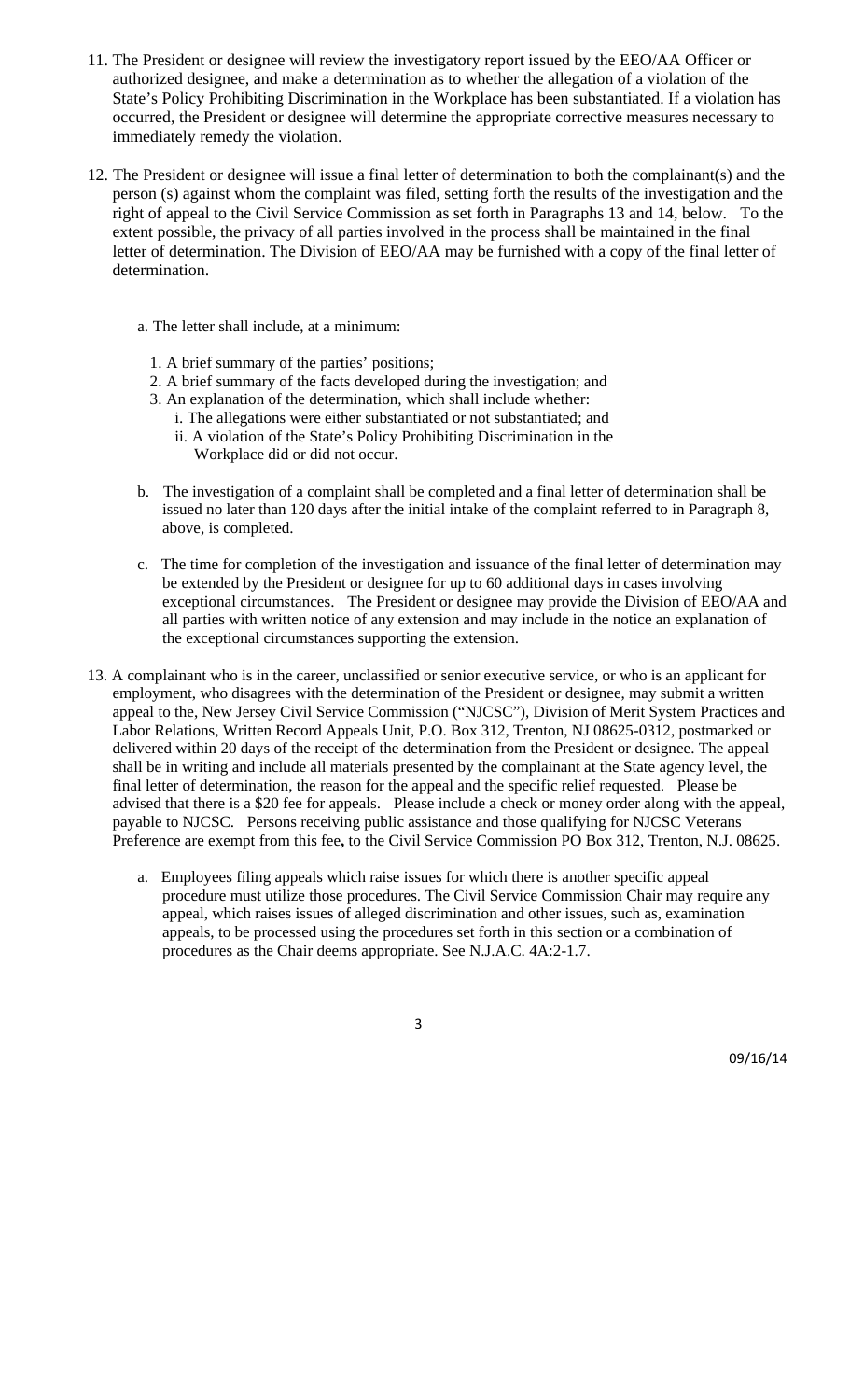11. The President or designee will review the investigatory report issued by the EEO/AA Officer or authorized designee, and make a determination as to whether the allegation of a violation of the State's Policy Prohibiting Discrimination in the Workplace has been substantiated. If a violation has occurred, the President or designee will determine the appropriate corrective measures necessary to immediately remedy the violation.

12. The President or designee will issue a final letter of determination to both the complainant(s) and the person (s) against whom the complaint was filed, setting forth the results of the investigation and the right of appeal to the Civil Service Commission as set forth in Paragraphs 13 and 14, below. To the extent possible, the privacy of all parties involved in the process shall be maintained in the final letter of determination. The Division of EEO/AA may be furnished with a copy of the final letter of determination.

    a. The letter shall include, at a minimum:

        1. A brief summary of the parties' positions;
        2. A brief summary of the facts developed during the investigation; and
        3. An explanation of the determination, which shall include whether:
            i. The allegations were either substantiated or not substantiated; and
            ii. A violation of the State's Policy Prohibiting Discrimination in the Workplace did or did not occur.

    b. The investigation of a complaint shall be completed and a final letter of determination shall be issued no later than 120 days after the initial intake of the complaint referred to in Paragraph 8, above, is completed.

    c. The time for completion of the investigation and issuance of the final letter of determination may be extended by the President or designee for up to 60 additional days in cases involving exceptional circumstances. The President or designee may provide the Division of EEO/AA and all parties with written notice of any extension and may include in the notice an explanation of the exceptional circumstances supporting the extension.

13. A complainant who is in the career, unclassified or senior executive service, or who is an applicant for employment, who disagrees with the determination of the President or designee, may submit a written appeal to the, New Jersey Civil Service Commission ("NJCSC"), Division of Merit System Practices and Labor Relations, Written Record Appeals Unit, P.O. Box 312, Trenton, NJ 08625-0312, postmarked or delivered within 20 days of the receipt of the determination from the President or designee. The appeal shall be in writing and include all materials presented by the complainant at the State agency level, the final letter of determination, the reason for the appeal and the specific relief requested. Please be advised that there is a $20 fee for appeals. Please include a check or money order along with the appeal, payable to NJCSC. Persons receiving public assistance and those qualifying for NJCSC Veterans Preference are exempt from this fee**,** to the Civil Service Commission PO Box 312, Trenton, N.J. 08625.

    a. Employees filing appeals which raise issues for which there is another specific appeal procedure must utilize those procedures. The Civil Service Commission Chair may require any appeal, which raises issues of alleged discrimination and other issues, such as, examination appeals, to be processed using the procedures set forth in this section or a combination of procedures as the Chair deems appropriate. See N.J.A.C. 4A:2-1.7.

09/16/14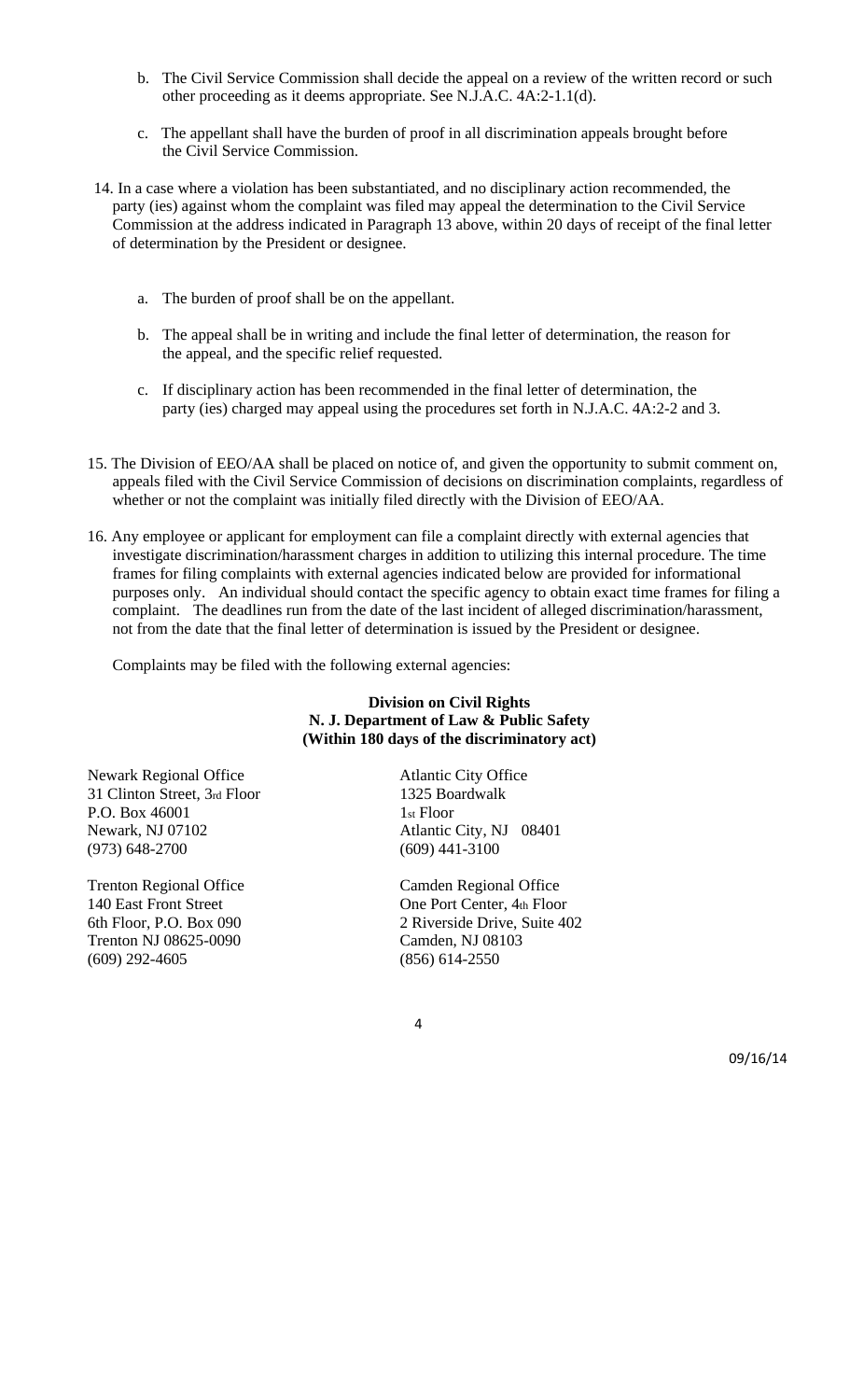b. The Civil Service Commission shall decide the appeal on a review of the written record or such other proceeding as it deems appropriate. See N.J.A.C. 4A:2-1.1(d).

c. The appellant shall have the burden of proof in all discrimination appeals brought before the Civil Service Commission.

14. In a case where a violation has been substantiated, and no disciplinary action recommended, the party (ies) against whom the complaint was filed may appeal the determination to the Civil Service Commission at the address indicated in Paragraph 13 above, within 20 days of receipt of the final letter of determination by the President or designee.

    a. The burden of proof shall be on the appellant.

    b. The appeal shall be in writing and include the final letter of determination, the reason for the appeal, and the specific relief requested.

    c. If disciplinary action has been recommended in the final letter of determination, the party (ies) charged may appeal using the procedures set forth in N.J.A.C. 4A:2-2 and 3.

15. The Division of EEO/AA shall be placed on notice of, and given the opportunity to submit comment on, appeals filed with the Civil Service Commission of decisions on discrimination complaints, regardless of whether or not the complaint was initially filed directly with the Division of EEO/AA.

16. Any employee or applicant for employment can file a complaint directly with external agencies that investigate discrimination/harassment charges in addition to utilizing this internal procedure. The time frames for filing complaints with external agencies indicated below are provided for informational purposes only. An individual should contact the specific agency to obtain exact time frames for filing a complaint. The deadlines run from the date of the last incident of alleged discrimination/harassment, not from the date that the final letter of determination is issued by the President or designee.

    Complaints may be filed with the following external agencies:

**Division on Civil Rights**
**N. J. Department of Law & Public Safety**
**(Within 180 days of the discriminatory act)**

Newark Regional Office
31 Clinton Street, 3rd Floor
P.O. Box 46001
Newark, NJ 07102
(973) 648-2700

Atlantic City Office
1325 Boardwalk
1st Floor
Atlantic City, NJ 08401
(609) 441-3100

Trenton Regional Office
140 East Front Street
6th Floor, P.O. Box 090
Trenton NJ 08625-0090
(609) 292-4605

Camden Regional Office
One Port Center, 4th Floor
2 Riverside Drive, Suite 402
Camden, NJ 08103
(856) 614-2550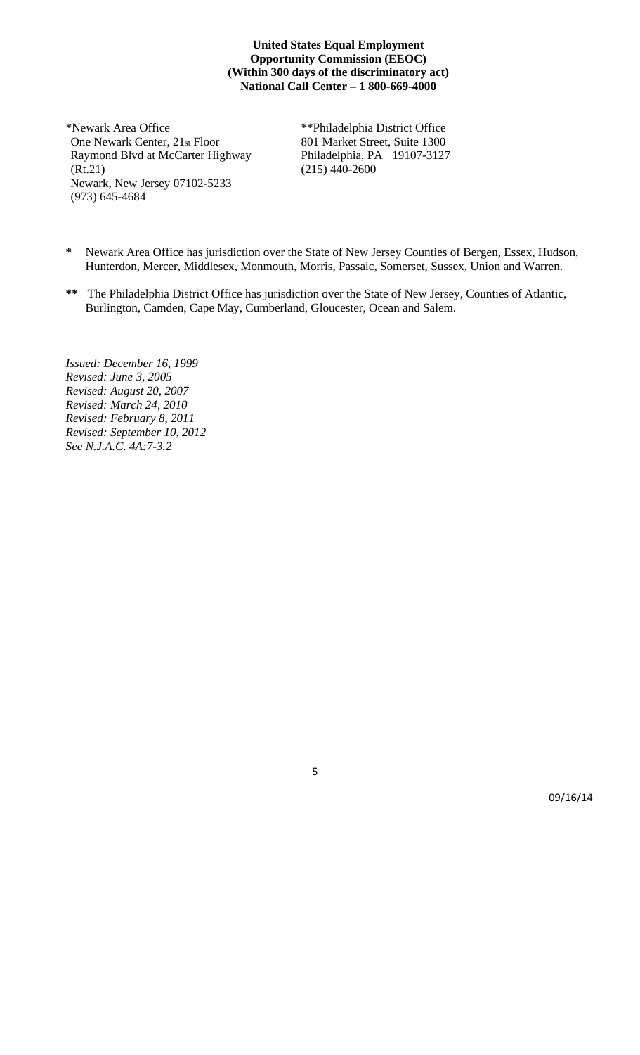**United States Equal Employment Opportunity Commission (EEOC)**
**(Within 300 days of the discriminatory act)**
**National Call Center – 1 800-669-4000**

*Newark Area Office
One Newark Center, 21st Floor
Raymond Blvd at McCarter Highway (Rt.21)
Newark, New Jersey 07102-5233
(973) 645-4684

**Philadelphia District Office
801 Market Street, Suite 1300
Philadelphia, PA 19107-3127
(215) 440-2600

- \* Newark Area Office has jurisdiction over the State of New Jersey Counties of Bergen, Essex, Hudson, Hunterdon, Mercer, Middlesex, Monmouth, Morris, Passaic, Somerset, Sussex, Union and Warren.

- \*\* The Philadelphia District Office has jurisdiction over the State of New Jersey, Counties of Atlantic, Burlington, Camden, Cape May, Cumberland, Gloucester, Ocean and Salem.

*Issued: December 16, 1999*
*Revised: June 3, 2005*
*Revised: August 20, 2007*
*Revised: March 24, 2010*
*Revised: February 8, 2011*
*Revised: September 10, 2012*
*See N.J.A.C. 4A:7-3.2*

09/16/14